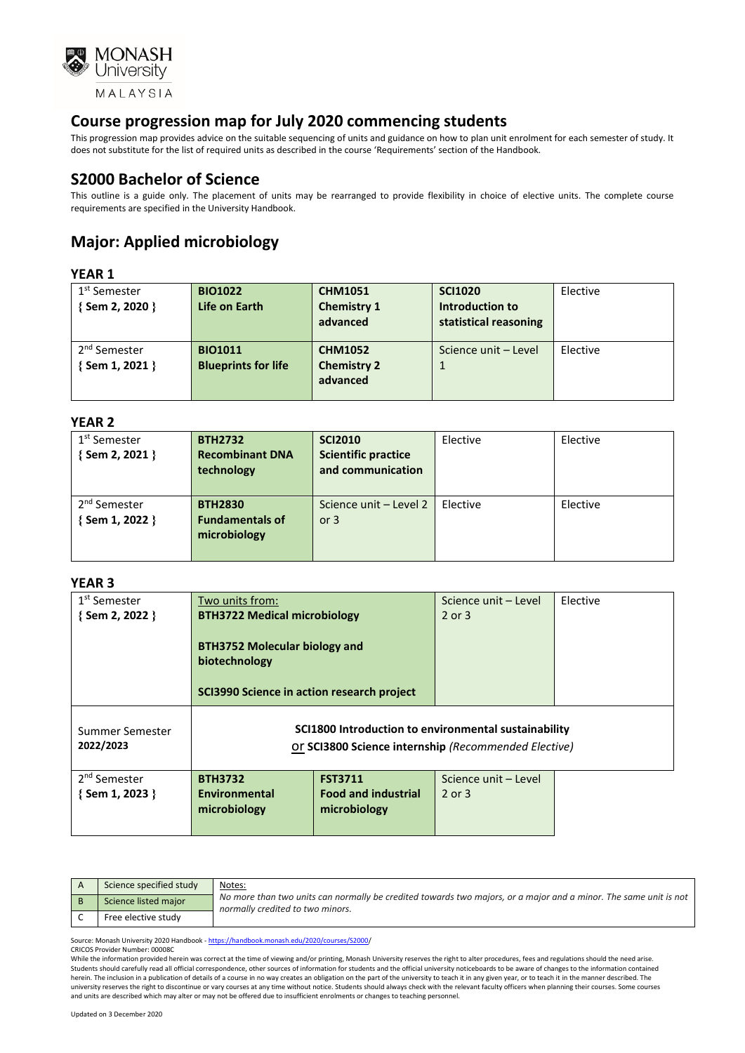# Course progression map for July 2020 commencing students

This progression map provides advice on the suitable sequencing of units and guidance on how to plan unit enrolment for each semester of study. It does not substitute for the list of required units as described in the course 'Requirements' section of the Handbook.

## S2000 Bachelor of Science

This outline is a guide only. The placement of units may be rearranged to provide flexibility in choice of elective units. The complete course requirements are specified in the University Handbook.

## Major: Applied microbiology

### YEAR 1

| | | | | |
|---|---|---|---|---|
| 1st Semester { Sem 2, 2020 } | **BIO1022 Life on Earth** | **CHM1051 Chemistry 1 advanced** | **SCI1020 Introduction to statistical reasoning** | Elective |
| 2nd Semester { Sem 1, 2021 } | **BIO1011 Blueprints for life** | **CHM1052 Chemistry 2 advanced** | Science unit – Level 1 | Elective |

### YEAR 2

| | | | | |
|---|---|---|---|---|
| 1st Semester { Sem 2, 2021 } | **BTH2732 Recombinant DNA technology** | **SCI2010 Scientific practice and communication** | Elective | Elective |
| 2nd Semester { Sem 1, 2022 } | **BTH2830 Fundamentals of microbiology** | Science unit – Level 2 or 3 | Elective | Elective |

### YEAR 3

| | | | | |
|---|---|---|---|---|
| 1st Semester { Sem 2, 2022 } | Two units from: **BTH3722 Medical microbiology** **BTH3752 Molecular biology and biotechnology** **SCI3990 Science in action research project** | | Science unit – Level 2 or 3 | Elective |
| Summer Semester 2022/2023 | **SCI1800 Introduction to environmental sustainability** or **SCI3800 Science internship** *(Recommended Elective)* | | | |
| 2nd Semester { Sem 1, 2023 } | **BTH3732 Environmental microbiology** | **FST3711 Food and industrial microbiology** | Science unit – Level 2 or 3 | |

| | | |
|---|---|---|
| A | Science specified study | Notes: *No more than two units can normally be credited towards two majors, or a major and a minor. The same unit is not normally credited to two minors.* |
| B | Science listed major | |
| C | Free elective study | |

Source: Monash University 2020 Handbook - https://handbook.monash.edu/2020/courses/S2000/

CRICOS Provider Number: 00008C

While the information provided herein was correct at the time of viewing and/or printing, Monash University reserves the right to alter procedures, fees and regulations should the need arise. Students should carefully read all official correspondence, other sources of information for students and the official university noticeboards to be aware of changes to the information contained herein. The inclusion in a publication of details of a course in no way creates an obligation on the part of the university to teach it in any given year, or to teach it in the manner described. The university reserves the right to discontinue or vary courses at any time without notice. Students should always check with the relevant faculty officers when planning their courses. Some courses and units are described which may alter or may not be offered due to insufficient enrolments or changes to teaching personnel.

Updated on 3 December 2020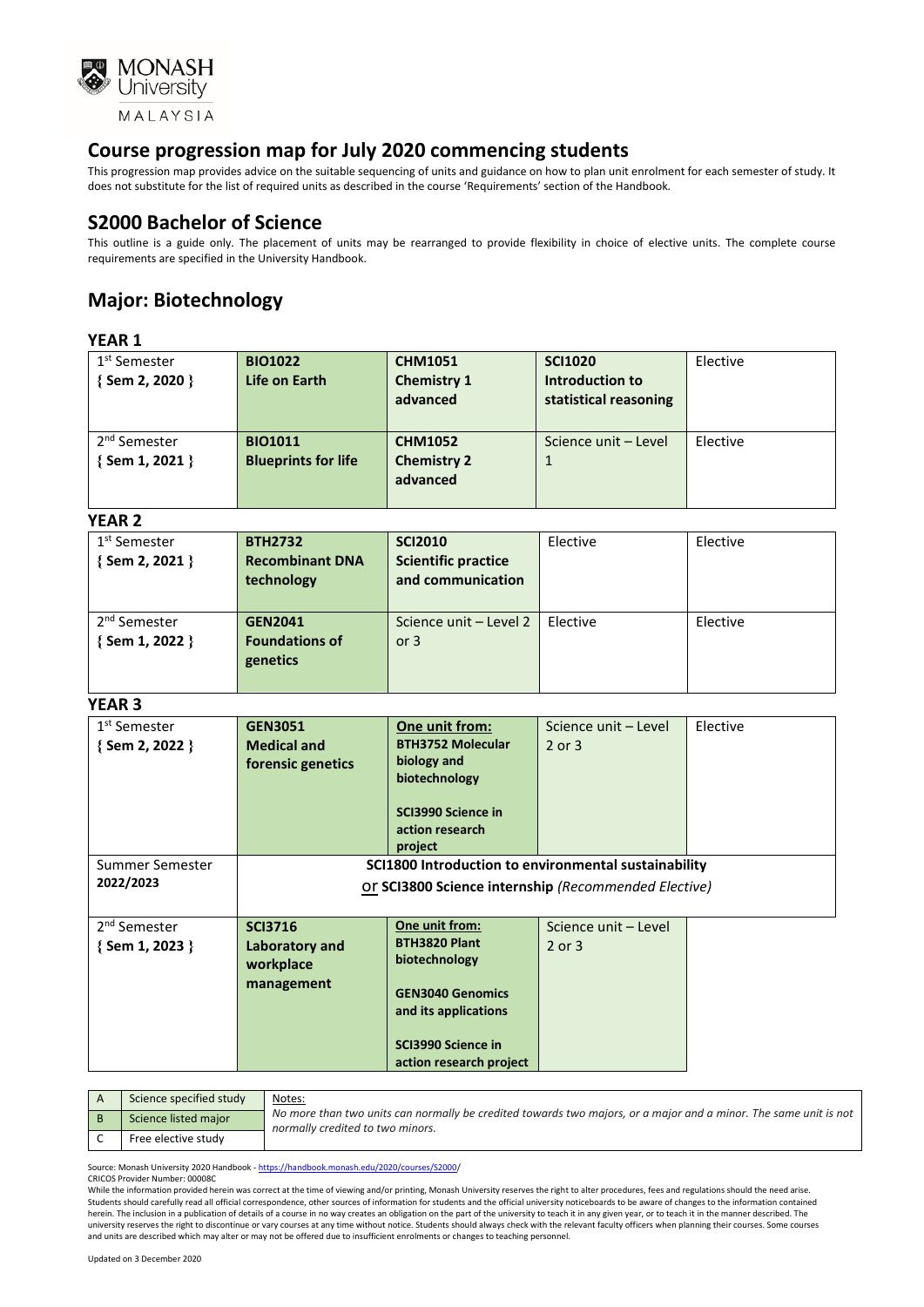MONASH University MALAYSIA

# Course progression map for July 2020 commencing students

This progression map provides advice on the suitable sequencing of units and guidance on how to plan unit enrolment for each semester of study. It does not substitute for the list of required units as described in the course 'Requirements' section of the Handbook.

## S2000 Bachelor of Science

This outline is a guide only. The placement of units may be rearranged to provide flexibility in choice of elective units. The complete course requirements are specified in the University Handbook.

## Major: Biotechnology

### YEAR 1

| Semester | | | | |
|---|---|---|---|---|
| 1st Semester { Sem 2, 2020 } | **BIO1022 Life on Earth** | **CHM1051 Chemistry 1 advanced** | **SCI1020 Introduction to statistical reasoning** | Elective |
| 2nd Semester { Sem 1, 2021 } | **BIO1011 Blueprints for life** | **CHM1052 Chemistry 2 advanced** | Science unit – Level 1 | Elective |

### YEAR 2

| Semester | | | | |
|---|---|---|---|---|
| 1st Semester { Sem 2, 2021 } | **BTH2732 Recombinant DNA technology** | **SCI2010 Scientific practice and communication** | Elective | Elective |
| 2nd Semester { Sem 1, 2022 } | **GEN2041 Foundations of genetics** | Science unit – Level 2 or 3 | Elective | Elective |

### YEAR 3

| Semester | | | | |
|---|---|---|---|---|
| 1st Semester { Sem 2, 2022 } | **GEN3051 Medical and forensic genetics** | **One unit from:** **BTH3752 Molecular biology and biotechnology** **SCI3990 Science in action research project** | Science unit – Level 2 or 3 | Elective |
| Summer Semester 2022/2023 | **SCI1800 Introduction to environmental sustainability** or **SCI3800 Science internship** *(Recommended Elective)* | | | |
| 2nd Semester { Sem 1, 2023 } | **SCI3716 Laboratory and workplace management** | **One unit from:** **BTH3820 Plant biotechnology** **GEN3040 Genomics and its applications** **SCI3990 Science in action research project** | Science unit – Level 2 or 3 | |

| | |
|---|---|
| A | Science specified study |
| B | Science listed major |
| C | Free elective study |

Notes:
*No more than two units can normally be credited towards two majors, or a major and a minor. The same unit is not normally credited to two minors.*

Source: Monash University 2020 Handbook - https://handbook.monash.edu/2020/courses/S2000/
CRICOS Provider Number: 00008C
While the information provided herein was correct at the time of viewing and/or printing, Monash University reserves the right to alter procedures, fees and regulations should the need arise. Students should carefully read all official correspondence, other sources of information for students and the official university noticeboards to be aware of changes to the information contained herein. The inclusion in a publication of details of a course in no way creates an obligation on the part of the university to teach it in any given year, or to teach it in the manner described. The university reserves the right to discontinue or vary courses at any time without notice. Students should always check with the relevant faculty officers when planning their courses. Some courses and units are described which may alter or may not be offered due to insufficient enrolments or changes to teaching personnel.

Updated on 3 December 2020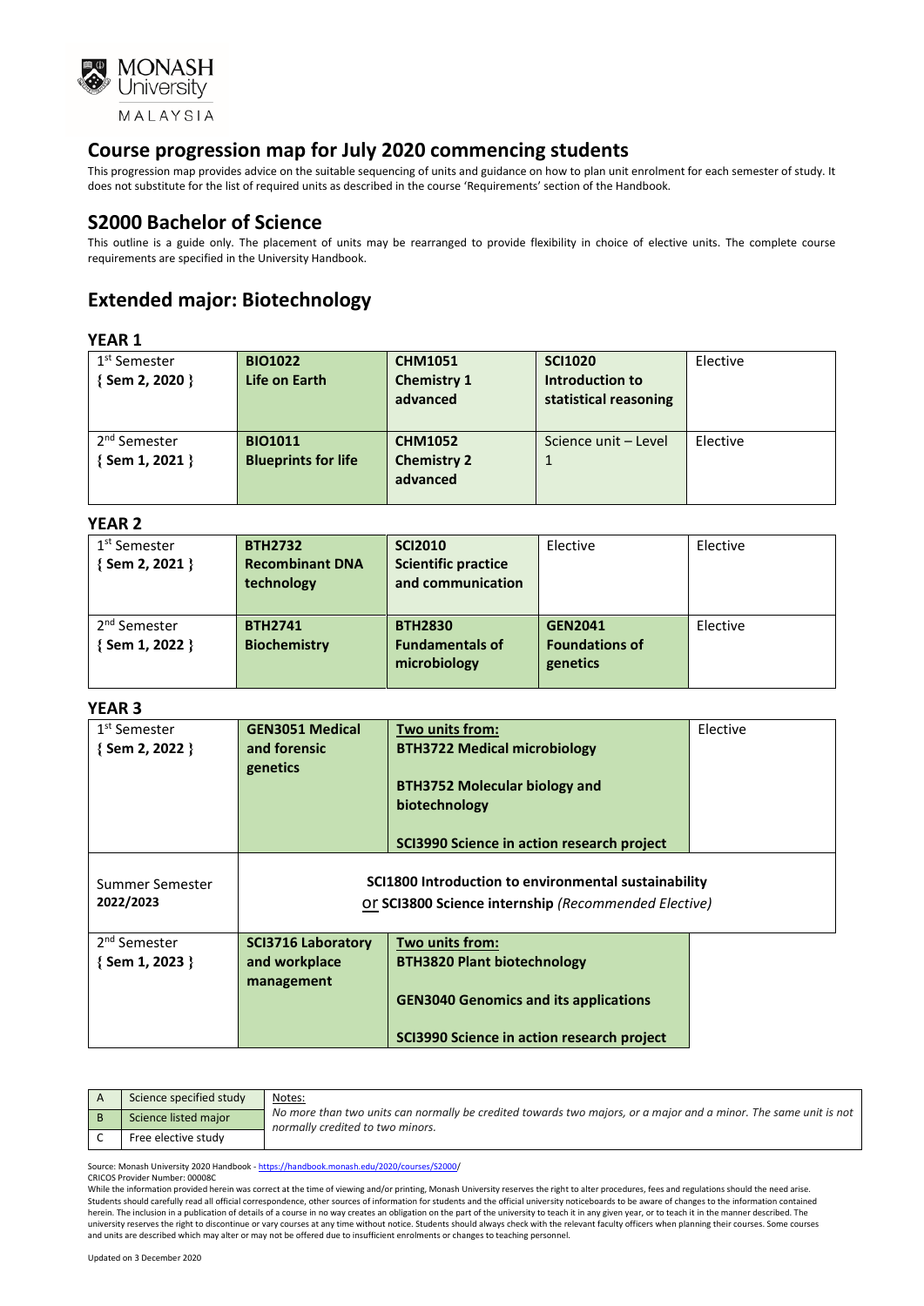## Course progression map for July 2020 commencing students

This progression map provides advice on the suitable sequencing of units and guidance on how to plan unit enrolment for each semester of study. It does not substitute for the list of required units as described in the course 'Requirements' section of the Handbook.

## S2000 Bachelor of Science

This outline is a guide only. The placement of units may be rearranged to provide flexibility in choice of elective units. The complete course requirements are specified in the University Handbook.

## Extended major: Biotechnology

### YEAR 1

| | | | | |
|---|---|---|---|---|
| 1st Semester<br>**{ Sem 2, 2020 }** | **BIO1022**<br>**Life on Earth** | **CHM1051**<br>**Chemistry 1 advanced** | **SCI1020**<br>**Introduction to statistical reasoning** | Elective |
| 2nd Semester<br>**{ Sem 1, 2021 }** | **BIO1011**<br>**Blueprints for life** | **CHM1052**<br>**Chemistry 2 advanced** | Science unit – Level 1 | Elective |

### YEAR 2

| | | | | |
|---|---|---|---|---|
| 1st Semester<br>**{ Sem 2, 2021 }** | **BTH2732**<br>**Recombinant DNA technology** | **SCI2010**<br>**Scientific practice and communication** | Elective | Elective |
| 2nd Semester<br>**{ Sem 1, 2022 }** | **BTH2741**<br>**Biochemistry** | **BTH2830**<br>**Fundamentals of microbiology** | **GEN2041**<br>**Foundations of genetics** | Elective |

### YEAR 3

| | | | |
|---|---|---|---|
| 1st Semester<br>**{ Sem 2, 2022 }** | **GEN3051 Medical and forensic genetics** | Two units from:<br>**BTH3722 Medical microbiology**<br>**BTH3752 Molecular biology and biotechnology**<br>**SCI3990 Science in action research project** | Elective |
| Summer Semester<br>**2022/2023** | **SCI1800 Introduction to environmental sustainability** or **SCI3800 Science internship** *(Recommended Elective)* | | |
| 2nd Semester<br>**{ Sem 1, 2023 }** | **SCI3716 Laboratory and workplace management** | Two units from:<br>**BTH3820 Plant biotechnology**<br>**GEN3040 Genomics and its applications**<br>**SCI3990 Science in action research project** | |

| | | |
|---|---|---|
| A | Science specified study | Notes:<br>*No more than two units can normally be credited towards two majors, or a major and a minor. The same unit is not normally credited to two minors.* |
| B | Science listed major | |
| C | Free elective study | |

Source: Monash University 2020 Handbook - https://handbook.monash.edu/2020/courses/S2000/

CRICOS Provider Number: 00008C

While the information provided herein was correct at the time of viewing and/or printing, Monash University reserves the right to alter procedures, fees and regulations should the need arise. Students should carefully read all official correspondence, other sources of information for students and the official university noticeboards to be aware of changes to the information contained herein. The inclusion in a publication of details of a course in no way creates an obligation on the part of the university to teach it in any given year, or to teach it in the manner described. The university reserves the right to discontinue or vary courses at any time without notice. Students should always check with the relevant faculty officers when planning their courses. Some courses and units are described which may alter or may not be offered due to insufficient enrolments or changes to teaching personnel.

Updated on 3 December 2020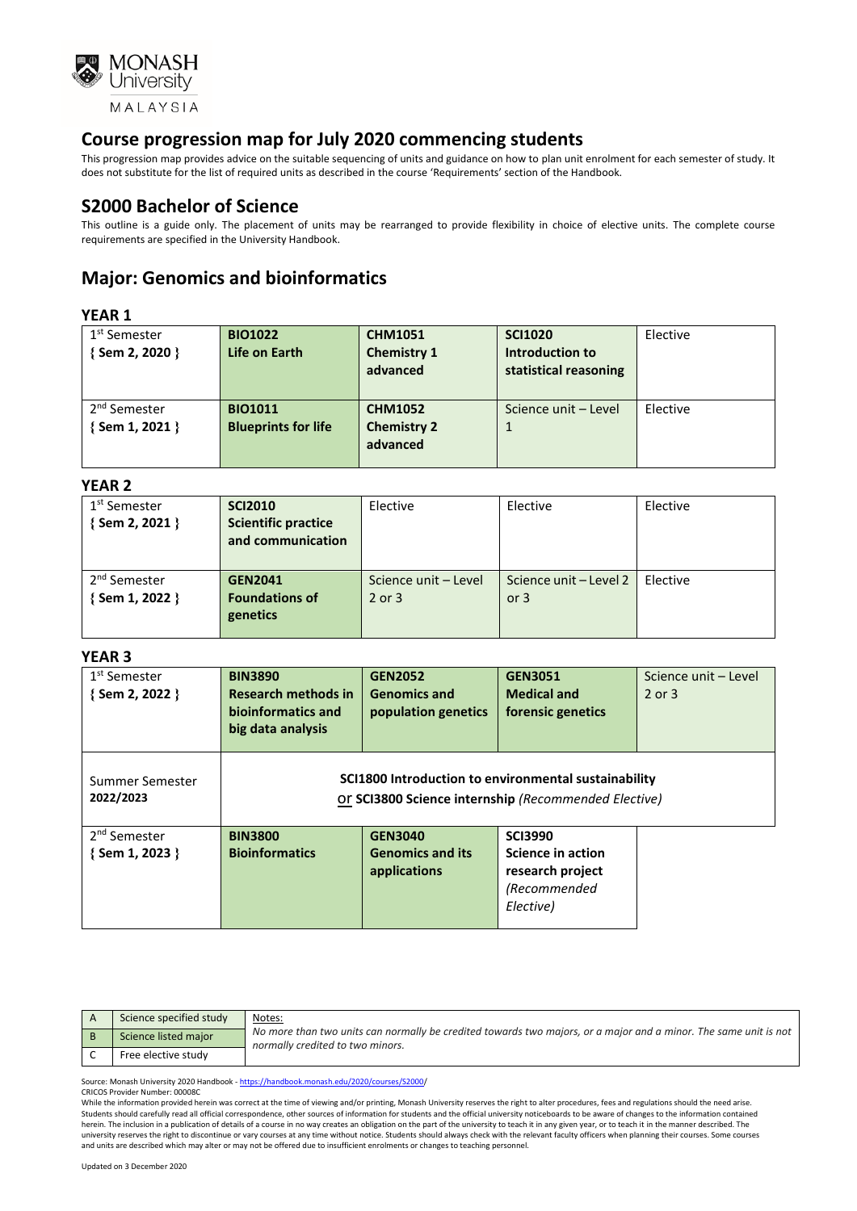## Course progression map for July 2020 commencing students

This progression map provides advice on the suitable sequencing of units and guidance on how to plan unit enrolment for each semester of study. It does not substitute for the list of required units as described in the course 'Requirements' section of the Handbook.

## S2000 Bachelor of Science

This outline is a guide only. The placement of units may be rearranged to provide flexibility in choice of elective units. The complete course requirements are specified in the University Handbook.

## Major: Genomics and bioinformatics

### YEAR 1

| | | | | |
|---|---|---|---|---|
| 1st Semester { Sem 2, 2020 } | **BIO1022 Life on Earth** | **CHM1051 Chemistry 1 advanced** | **SCI1020 Introduction to statistical reasoning** | Elective |
| 2nd Semester { Sem 1, 2021 } | **BIO1011 Blueprints for life** | **CHM1052 Chemistry 2 advanced** | Science unit – Level 1 | Elective |

### YEAR 2

| | | | | |
|---|---|---|---|---|
| 1st Semester { Sem 2, 2021 } | **SCI2010 Scientific practice and communication** | Elective | Elective | Elective |
| 2nd Semester { Sem 1, 2022 } | **GEN2041 Foundations of genetics** | Science unit – Level 2 or 3 | Science unit – Level 2 or 3 | Elective |

### YEAR 3

| | | | | |
|---|---|---|---|---|
| 1st Semester { Sem 2, 2022 } | **BIN3890 Research methods in bioinformatics and big data analysis** | **GEN2052 Genomics and population genetics** | **GEN3051 Medical and forensic genetics** | Science unit – Level 2 or 3 |
| Summer Semester 2022/2023 | **SCI1800 Introduction to environmental sustainability** or **SCI3800 Science internship** *(Recommended Elective)* | | | |
| 2nd Semester { Sem 1, 2023 } | **BIN3800 Bioinformatics** | **GEN3040 Genomics and its applications** | **SCI3990 Science in action research project** *(Recommended Elective)* | |

| | | |
|---|---|---|
| A | Science specified study | Notes: *No more than two units can normally be credited towards two majors, or a major and a minor. The same unit is not normally credited to two minors.* |
| B | Science listed major | |
| C | Free elective study | |

Source: Monash University 2020 Handbook - https://handbook.monash.edu/2020/courses/S2000/

CRICOS Provider Number: 00008C

While the information provided herein was correct at the time of viewing and/or printing, Monash University reserves the right to alter procedures, fees and regulations should the need arise. Students should carefully read all official correspondence, other sources of information for students and the official university noticeboards to be aware of changes to the information contained herein. The inclusion in a publication of details of a course in no way creates an obligation on the part of the university to teach it in any given year, or to teach it in the manner described. The university reserves the right to discontinue or vary courses at any time without notice. Students should always check with the relevant faculty officers when planning their courses. Some courses and units are described which may alter or may not be offered due to insufficient enrolments or changes to teaching personnel.

Updated on 3 December 2020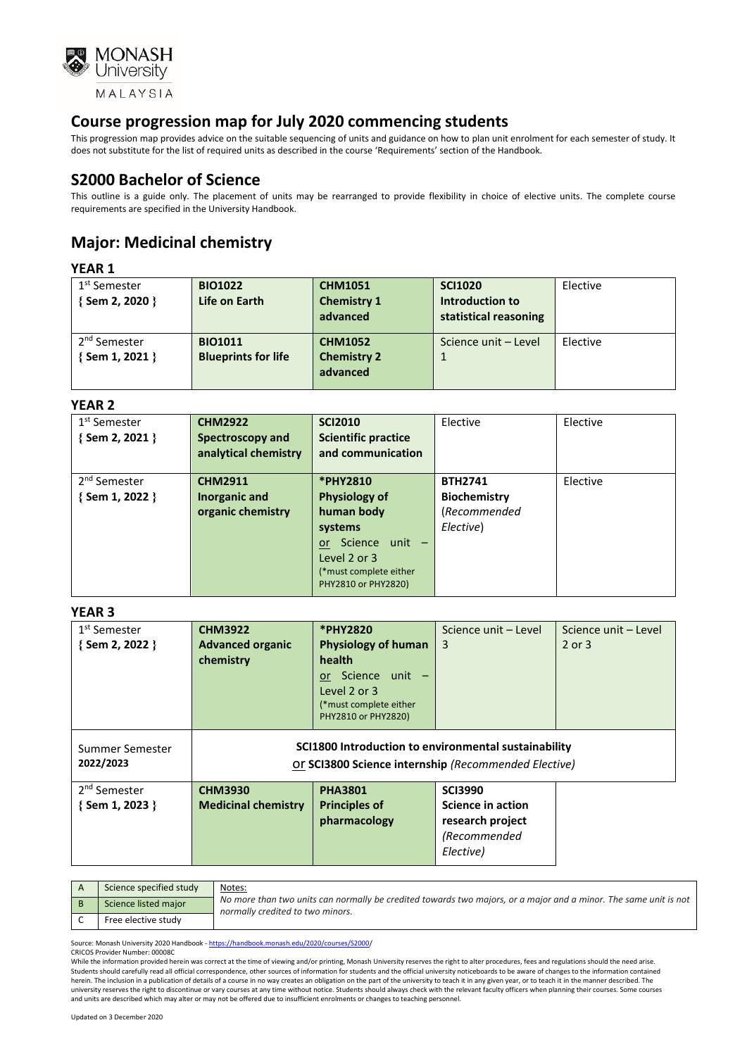MONASH University MALAYSIA

# Course progression map for July 2020 commencing students

This progression map provides advice on the suitable sequencing of units and guidance on how to plan unit enrolment for each semester of study. It does not substitute for the list of required units as described in the course 'Requirements' section of the Handbook.

## S2000 Bachelor of Science

This outline is a guide only. The placement of units may be rearranged to provide flexibility in choice of elective units. The complete course requirements are specified in the University Handbook.

## Major: Medicinal chemistry

### YEAR 1

| | | | | |
|---|---|---|---|---|
| 1st Semester { Sem 2, 2020 } | **BIO1022 Life on Earth** | **CHM1051 Chemistry 1 advanced** | **SCI1020 Introduction to statistical reasoning** | Elective |
| 2nd Semester { Sem 1, 2021 } | **BIO1011 Blueprints for life** | **CHM1052 Chemistry 2 advanced** | Science unit – Level 1 | Elective |

### YEAR 2

| | | | | |
|---|---|---|---|---|
| 1st Semester { Sem 2, 2021 } | **CHM2922 Spectroscopy and analytical chemistry** | **SCI2010 Scientific practice and communication** | Elective | Elective |
| 2nd Semester { Sem 1, 2022 } | **CHM2911 Inorganic and organic chemistry** | ***PHY2810 Physiology of human body systems** or Science unit – Level 2 or 3 (*must complete either PHY2810 or PHY2820) | **BTH2741 Biochemistry** (*Recommended Elective*) | Elective |

### YEAR 3

| | | | | |
|---|---|---|---|---|
| 1st Semester { Sem 2, 2022 } | **CHM3922 Advanced organic chemistry** | ***PHY2820 Physiology of human health** or Science unit – Level 2 or 3 (*must complete either PHY2810 or PHY2820) | Science unit – Level 3 | Science unit – Level 2 or 3 |
| Summer Semester 2022/2023 | **SCI1800 Introduction to environmental sustainability** or **SCI3800 Science internship** (*Recommended Elective*) | | | |
| 2nd Semester { Sem 1, 2023 } | **CHM3930 Medicinal chemistry** | **PHA3801 Principles of pharmacology** | **SCI3990 Science in action research project** (*Recommended Elective*) | |

| | |
|---|---|
| A | Science specified study |
| B | Science listed major |
| C | Free elective study |

Notes:
*No more than two units can normally be credited towards two majors, or a major and a minor. The same unit is not normally credited to two minors.*

Source: Monash University 2020 Handbook - https://handbook.monash.edu/2020/courses/S2000/
CRICOS Provider Number: 00008C
While the information provided herein was correct at the time of viewing and/or printing, Monash University reserves the right to alter procedures, fees and regulations should the need arise. Students should carefully read all official correspondence, other sources of information for students and the official university noticeboards to be aware of changes to the information contained herein. The inclusion in a publication of details of a course in no way creates an obligation on the part of the university to teach it in any given year, or to teach it in the manner described. The university reserves the right to discontinue or vary courses at any time without notice. Students should always check with the relevant faculty officers when planning their courses. Some courses and units are described which may alter or not be offered due to insufficient enrolments or changes to teaching personnel.

Updated on 3 December 2020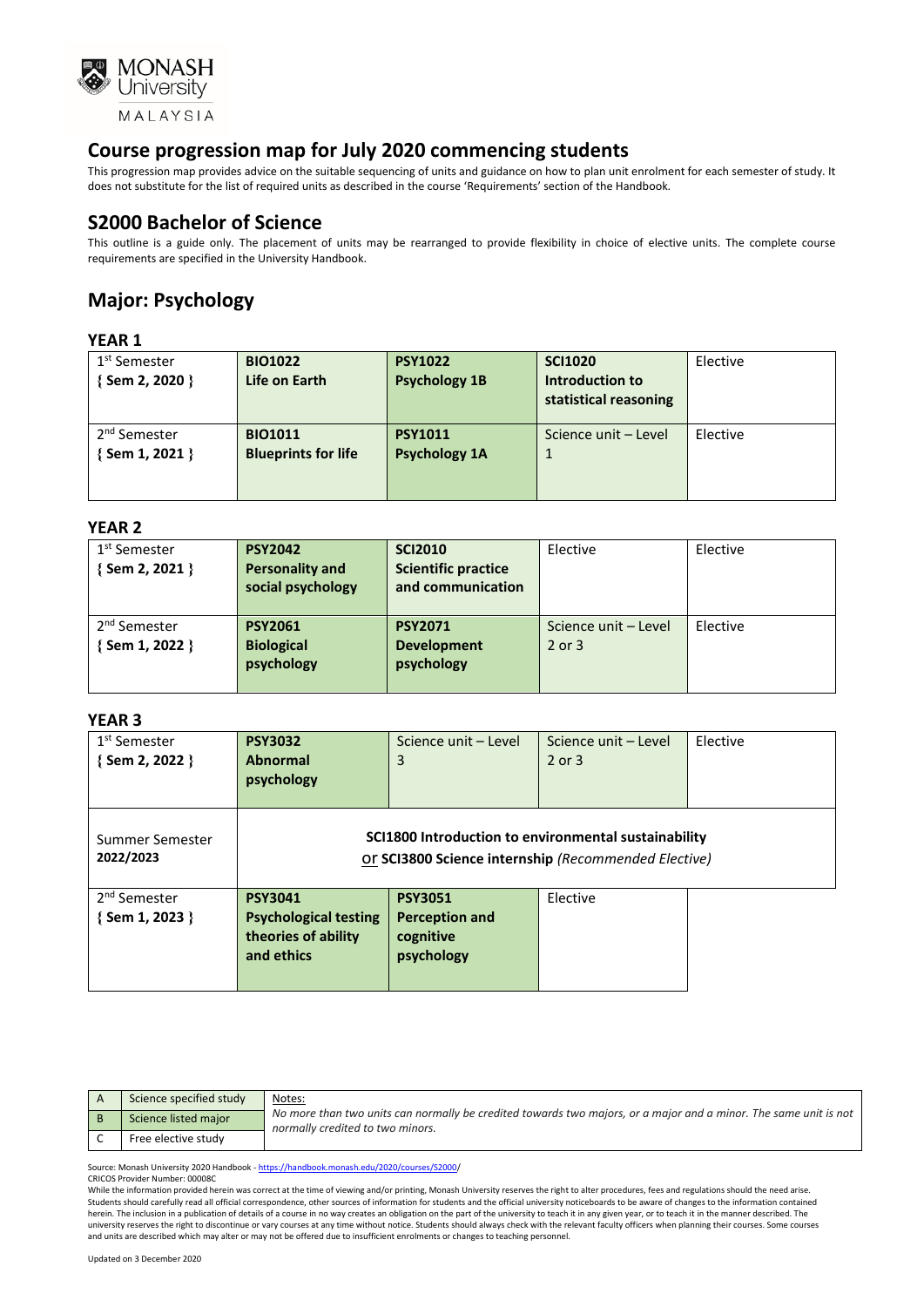## Course progression map for July 2020 commencing students

This progression map provides advice on the suitable sequencing of units and guidance on how to plan unit enrolment for each semester of study. It does not substitute for the list of required units as described in the course 'Requirements' section of the Handbook.

## S2000 Bachelor of Science

This outline is a guide only. The placement of units may be rearranged to provide flexibility in choice of elective units. The complete course requirements are specified in the University Handbook.

## Major: Psychology

### YEAR 1

| Semester | | | | |
|---|---|---|---|---|
| 1st Semester { Sem 2, 2020 } | **BIO1022 Life on Earth** | **PSY1022 Psychology 1B** | **SCI1020 Introduction to statistical reasoning** | Elective |
| 2nd Semester { Sem 1, 2021 } | **BIO1011 Blueprints for life** | **PSY1011 Psychology 1A** | Science unit – Level 1 | Elective |

### YEAR 2

| Semester | | | | |
|---|---|---|---|---|
| 1st Semester { Sem 2, 2021 } | **PSY2042 Personality and social psychology** | **SCI2010 Scientific practice and communication** | Elective | Elective |
| 2nd Semester { Sem 1, 2022 } | **PSY2061 Biological psychology** | **PSY2071 Development psychology** | Science unit – Level 2 or 3 | Elective |

### YEAR 3

| Semester | | | | |
|---|---|---|---|---|
| 1st Semester { Sem 2, 2022 } | **PSY3032 Abnormal psychology** | Science unit – Level 3 | Science unit – Level 2 or 3 | Elective |
| Summer Semester 2022/2023 | **SCI1800 Introduction to environmental sustainability** or **SCI3800 Science internship** *(Recommended Elective)* | | | |
| 2nd Semester { Sem 1, 2023 } | **PSY3041 Psychological testing theories of ability and ethics** | **PSY3051 Perception and cognitive psychology** | Elective | |

| | | Notes: |
|---|---|---|
| A | Science specified study | *No more than two units can normally be credited towards two majors, or a major and a minor. The same unit is not normally credited to two minors.* |
| B | Science listed major | |
| C | Free elective study | |

Source: Monash University 2020 Handbook - https://handbook.monash.edu/2020/courses/S2000/

CRICOS Provider Number: 00008C

While the information provided herein was correct at the time of viewing and/or printing, Monash University reserves the right to alter procedures, fees and regulations should the need arise. Students should carefully read all official correspondence, other sources of information for students and the official university noticeboards to be aware of changes to the information contained herein. The inclusion in a publication of details of a course in no way creates an obligation on the part of the university to teach it in any given year, or to teach it in the manner described. The university reserves the right to discontinue or vary courses at any time without notice. Students should always check with the relevant faculty officers when planning their courses. Some courses and units are described which may alter or may not be offered due to insufficient enrolments or changes to teaching personnel.

Updated on 3 December 2020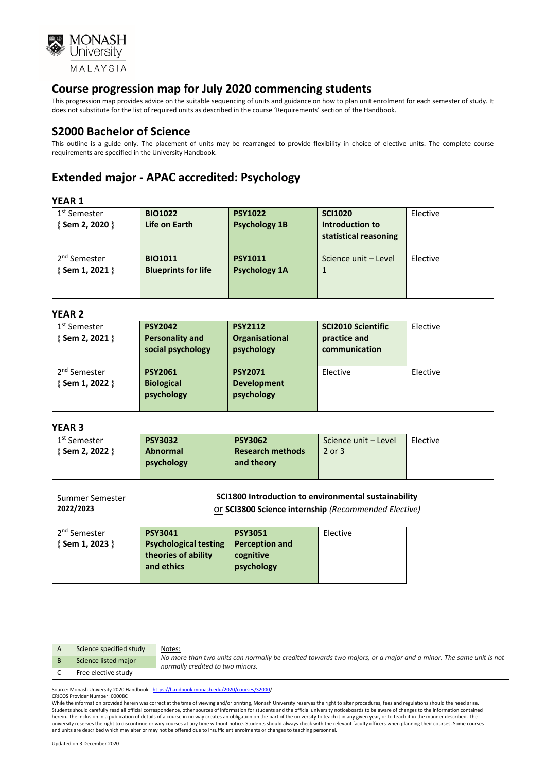## Course progression map for July 2020 commencing students

This progression map provides advice on the suitable sequencing of units and guidance on how to plan unit enrolment for each semester of study. It does not substitute for the list of required units as described in the course 'Requirements' section of the Handbook.

## S2000 Bachelor of Science

This outline is a guide only. The placement of units may be rearranged to provide flexibility in choice of elective units. The complete course requirements are specified in the University Handbook.

## Extended major - APAC accredited: Psychology

### YEAR 1

| Semester | Unit | Unit | Unit | Unit |
|---|---|---|---|---|
| 1st Semester { Sem 2, 2020 } | **BIO1022 Life on Earth** | **PSY1022 Psychology 1B** | **SCI1020 Introduction to statistical reasoning** | Elective |
| 2nd Semester { Sem 1, 2021 } | **BIO1011 Blueprints for life** | **PSY1011 Psychology 1A** | Science unit – Level 1 | Elective |

### YEAR 2

| Semester | Unit | Unit | Unit | Unit |
|---|---|---|---|---|
| 1st Semester { Sem 2, 2021 } | **PSY2042 Personality and social psychology** | **PSY2112 Organisational psychology** | **SCI2010 Scientific practice and communication** | Elective |
| 2nd Semester { Sem 1, 2022 } | **PSY2061 Biological psychology** | **PSY2071 Development psychology** | Elective | Elective |

### YEAR 3

| Semester | Unit | Unit | Unit | Unit |
|---|---|---|---|---|
| 1st Semester { Sem 2, 2022 } | **PSY3032 Abnormal psychology** | **PSY3062 Research methods and theory** | Science unit – Level 2 or 3 | Elective |
| Summer Semester 2022/2023 | **SCI1800 Introduction to environmental sustainability** or **SCI3800 Science internship** *(Recommended Elective)* | | | |
| 2nd Semester { Sem 1, 2023 } | **PSY3041 Psychological testing theories of ability and ethics** | **PSY3051 Perception and cognitive psychology** | Elective | |

| | |
|---|---|
| A | Science specified study |
| B | Science listed major |
| C | Free elective study |

Notes:
*No more than two units can normally be credited towards two majors, or a major and a minor. The same unit is not normally credited to two minors.*

Source: Monash University 2020 Handbook - https://handbook.monash.edu/2020/courses/S2000/

CRICOS Provider Number: 00008C

While the information provided herein was correct at the time of viewing and/or printing, Monash University reserves the right to alter procedures, fees and regulations should the need arise. Students should carefully read all official correspondence, other sources of information for students and the official university noticeboards to be aware of changes to the information contained herein. The inclusion in a publication of details of a course in no way creates an obligation on the part of the university to teach it in any given year, or to teach it in the manner described. The university reserves the right to discontinue or vary courses at any time without notice. Students should always check with the relevant faculty officers when planning their courses. Some courses and units are described which may alter or may not be offered due to insufficient enrolments or changes to teaching personnel.

Updated on 3 December 2020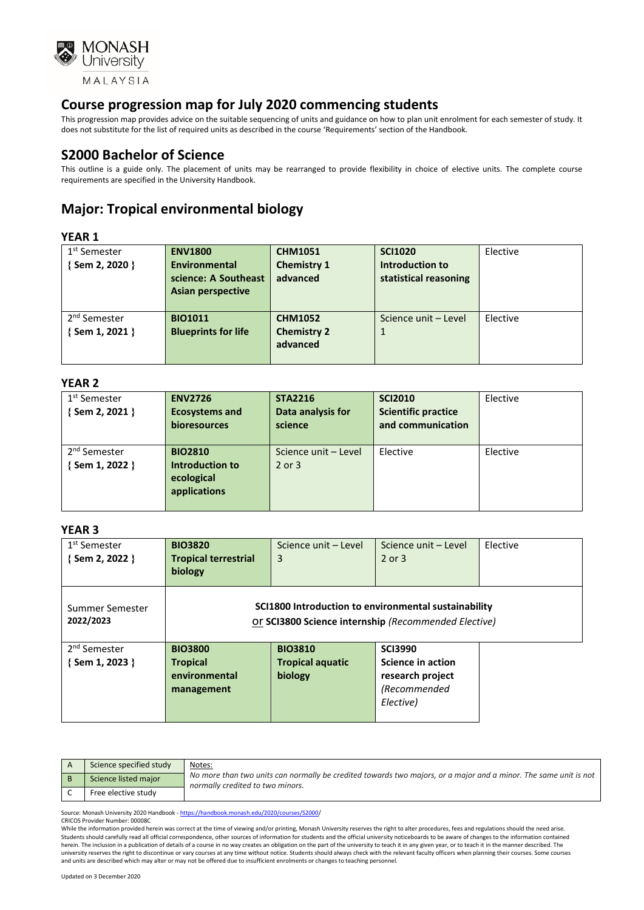## Course progression map for July 2020 commencing students

This progression map provides advice on the suitable sequencing of units and guidance on how to plan unit enrolment for each semester of study. It does not substitute for the list of required units as described in the course 'Requirements' section of the Handbook.

## S2000 Bachelor of Science

This outline is a guide only. The placement of units may be rearranged to provide flexibility in choice of elective units. The complete course requirements are specified in the University Handbook.

## Major: Tropical environmental biology

### YEAR 1

| | | | | |
|---|---|---|---|---|
| 1st Semester { Sem 2, 2020 } | **ENV1800 Environmental science: A Southeast Asian perspective** | **CHM1051 Chemistry 1 advanced** | **SCI1020 Introduction to statistical reasoning** | Elective |
| 2nd Semester { Sem 1, 2021 } | **BIO1011 Blueprints for life** | **CHM1052 Chemistry 2 advanced** | Science unit – Level 1 | Elective |

### YEAR 2

| | | | | |
|---|---|---|---|---|
| 1st Semester { Sem 2, 2021 } | **ENV2726 Ecosystems and bioresources** | **STA2216 Data analysis for science** | **SCI2010 Scientific practice and communication** | Elective |
| 2nd Semester { Sem 1, 2022 } | **BIO2810 Introduction to ecological applications** | Science unit – Level 2 or 3 | Elective | Elective |

### YEAR 3

| | | | | |
|---|---|---|---|---|
| 1st Semester { Sem 2, 2022 } | **BIO3820 Tropical terrestrial biology** | Science unit – Level 3 | Science unit – Level 2 or 3 | Elective |
| Summer Semester 2022/2023 | **SCI1800 Introduction to environmental sustainability** or **SCI3800 Science internship** *(Recommended Elective)* | | | |
| 2nd Semester { Sem 1, 2023 } | **BIO3800 Tropical environmental management** | **BIO3810 Tropical aquatic biology** | **SCI3990 Science in action research project** *(Recommended Elective)* | |

| | | |
|---|---|---|
| A | Science specified study | Notes: *No more than two units can normally be credited towards two majors, or a major and a minor. The same unit is not normally credited to two minors.* |
| B | Science listed major | |
| C | Free elective study | |

Source: Monash University 2020 Handbook - https://handbook.monash.edu/2020/courses/S2000/

CRICOS Provider Number: 00008C

While the information provided herein was correct at the time of viewing and/or printing, Monash University reserves the right to alter procedures, fees and regulations should the need arise. Students should carefully read all official correspondence, other sources of information for students and the official university noticeboards to be aware of changes to the information contained herein. The inclusion in a publication of details of a course in no way creates an obligation on the part of the university to teach it in any given year, or to teach it in the manner described. The university reserves the right to discontinue or vary courses at any time without notice. Students should always check with the relevant faculty officers when planning their courses. Some courses and units are described which may alter or may not be offered due to insufficient enrolments or changes to teaching personnel.

Updated on 3 December 2020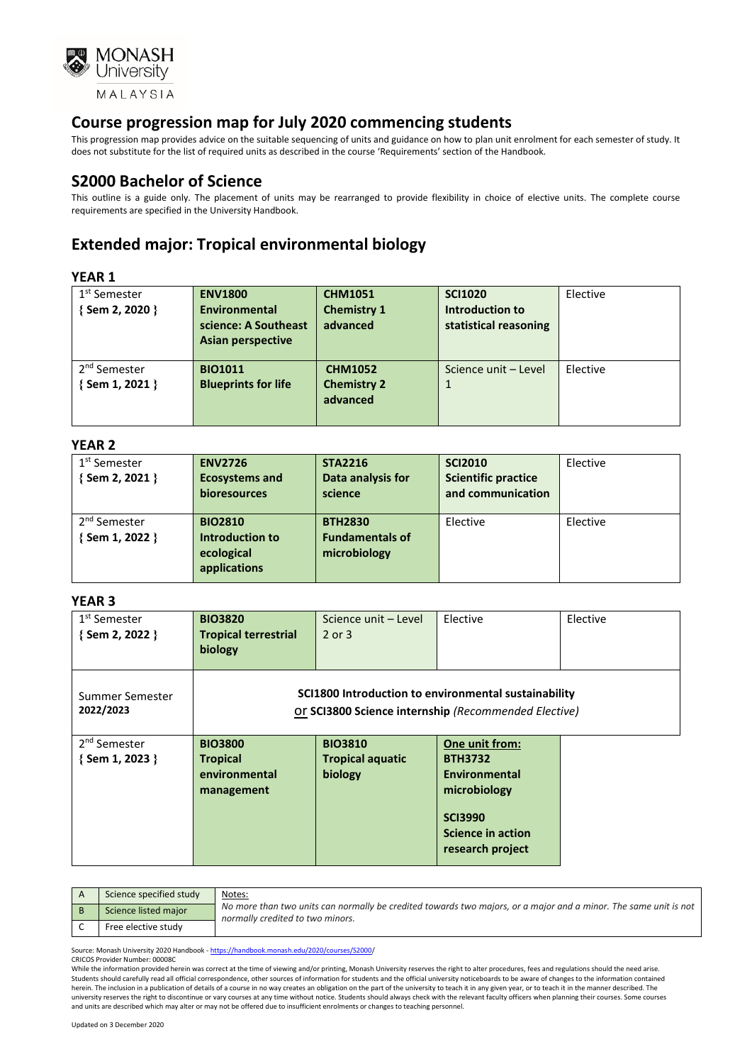# Course progression map for July 2020 commencing students

This progression map provides advice on the suitable sequencing of units and guidance on how to plan unit enrolment for each semester of study. It does not substitute for the list of required units as described in the course 'Requirements' section of the Handbook.

## S2000 Bachelor of Science

This outline is a guide only. The placement of units may be rearranged to provide flexibility in choice of elective units. The complete course requirements are specified in the University Handbook.

## Extended major: Tropical environmental biology

### YEAR 1

| | | | | |
|---|---|---|---|---|
| 1st Semester { Sem 2, 2020 } | **ENV1800 Environmental science: A Southeast Asian perspective** | **CHM1051 Chemistry 1 advanced** | **SCI1020 Introduction to statistical reasoning** | Elective |
| 2nd Semester { Sem 1, 2021 } | **BIO1011 Blueprints for life** | **CHM1052 Chemistry 2 advanced** | Science unit – Level 1 | Elective |

### YEAR 2

| | | | | |
|---|---|---|---|---|
| 1st Semester { Sem 2, 2021 } | **ENV2726 Ecosystems and bioresources** | **STA2216 Data analysis for science** | **SCI2010 Scientific practice and communication** | Elective |
| 2nd Semester { Sem 1, 2022 } | **BIO2810 Introduction to ecological applications** | **BTH2830 Fundamentals of microbiology** | Elective | Elective |

### YEAR 3

| | | | | |
|---|---|---|---|---|
| 1st Semester { Sem 2, 2022 } | **BIO3820 Tropical terrestrial biology** | Science unit – Level 2 or 3 | Elective | Elective |
| Summer Semester 2022/2023 | **SCI1800 Introduction to environmental sustainability** or **SCI3800 Science internship** *(Recommended Elective)* | | | |
| 2nd Semester { Sem 1, 2023 } | **BIO3800 Tropical environmental management** | **BIO3810 Tropical aquatic biology** | **One unit from:** **BTH3732 Environmental microbiology** **SCI3990 Science in action research project** | |

| | | |
|---|---|---|
| A | Science specified study | Notes: *No more than two units can normally be credited towards two majors, or a major and a minor. The same unit is not normally credited to two minors.* |
| B | Science listed major | |
| C | Free elective study | |

Source: Monash University 2020 Handbook - https://handbook.monash.edu/2020/courses/S2000/

CRICOS Provider Number: 00008C

While the information provided herein was correct at the time of viewing and/or printing, Monash University reserves the right to alter procedures, fees and regulations should the need arise. Students should carefully read all official correspondence, other sources of information for students and the official university noticeboards to be aware of changes to the information contained herein. The inclusion in a publication of details of a course in no way creates an obligation on the part of the university to teach it in any given year, or to teach it in the manner described. The university reserves the right to discontinue or vary courses at any time without notice. Students should always check with the relevant faculty officers when planning their courses. Some courses and units are described which may alter or may not be offered due to insufficient enrolments or changes to teaching personnel.

Updated on 3 December 2020